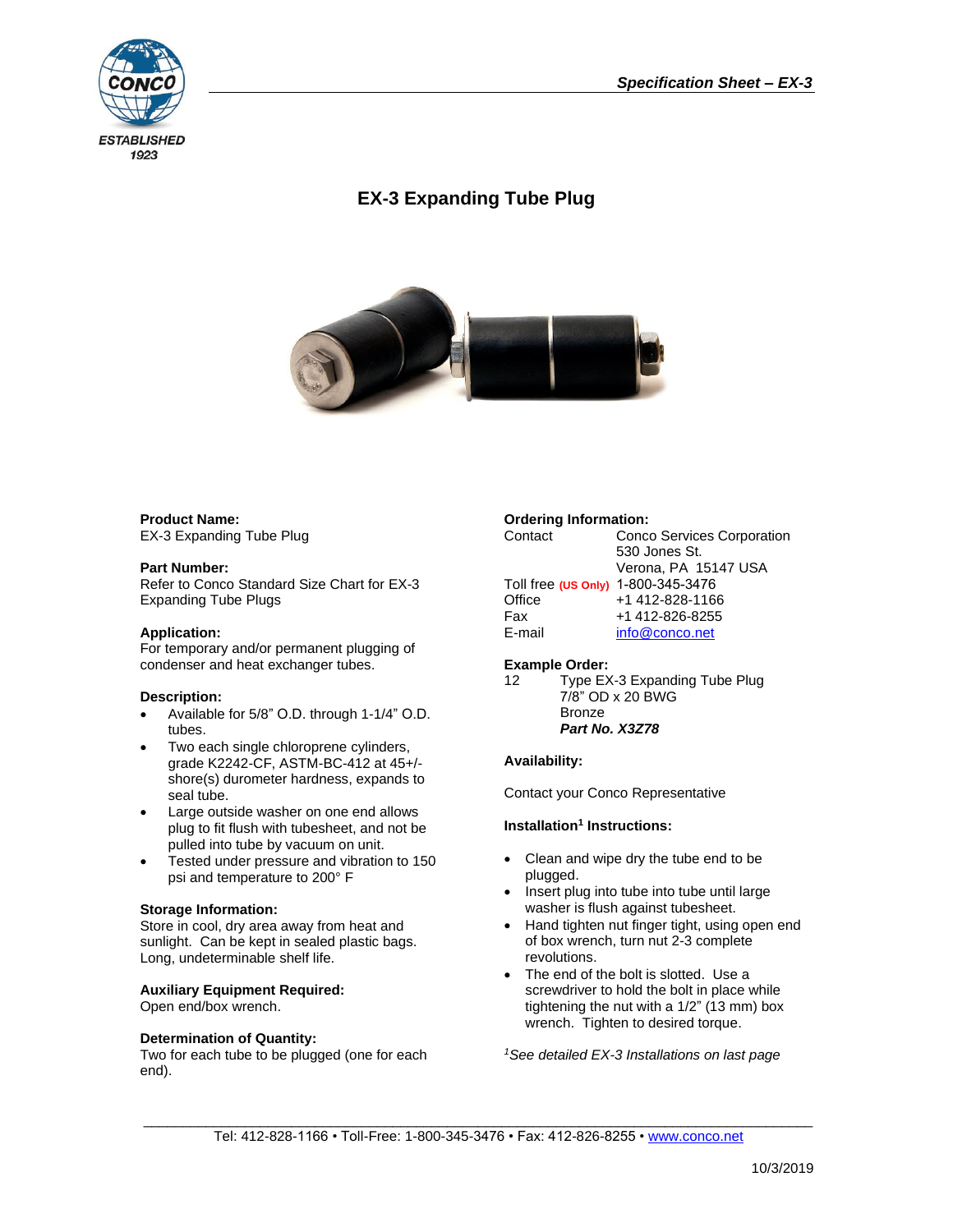CONCO

ESTABLISHED 1923

*Specification Sheet – EX-3*

# EX-3 Expanding Tube Plug

**Product Name:**
EX-3 Expanding Tube Plug

**Part Number:**
Refer to Conco Standard Size Chart for EX-3 Expanding Tube Plugs

**Application:**
For temporary and/or permanent plugging of condenser and heat exchanger tubes.

**Description:**

- Available for 5/8" O.D. through 1-1/4" O.D. tubes.
- Two each single chloroprene cylinders, grade K2242-CF, ASTM-BC-412 at 45+/- shore(s) durometer hardness, expands to seal tube.
- Large outside washer on one end allows plug to fit flush with tubesheet, and not be pulled into tube by vacuum on unit.
- Tested under pressure and vibration to 150 psi and temperature to 200° F

**Storage Information:**
Store in cool, dry area away from heat and sunlight. Can be kept in sealed plastic bags. Long, undeterminable shelf life.

**Auxiliary Equipment Required:**
Open end/box wrench.

**Determination of Quantity:**
Two for each tube to be plugged (one for each end).

**Ordering Information:**

| | |
|---|---|
| Contact | Conco Services Corporation<br>530 Jones St.<br>Verona, PA 15147 USA |
| Toll free (US Only) | 1-800-345-3476 |
| Office | +1 412-828-1166 |
| Fax | +1 412-826-8255 |
| E-mail | info@conco.net |

**Example Order:**

12 Type EX-3 Expanding Tube Plug
7/8" OD x 20 BWG
Bronze
***Part No. X3Z78***

**Availability:**

Contact your Conco Representative

**Installation[1] Instructions:**

- Clean and wipe dry the tube end to be plugged.
- Insert plug into tube into tube until large washer is flush against tubesheet.
- Hand tighten nut finger tight, using open end of box wrench, turn nut 2-3 complete revolutions.
- The end of the bolt is slotted. Use a screwdriver to hold the bolt in place while tightening the nut with a 1/2" (13 mm) box wrench. Tighten to desired torque.

[1]*See detailed EX-3 Installations on last page*

Tel: 412-828-1166 • Toll-Free: 1-800-345-3476 • Fax: 412-826-8255 • www.conco.net

10/3/2019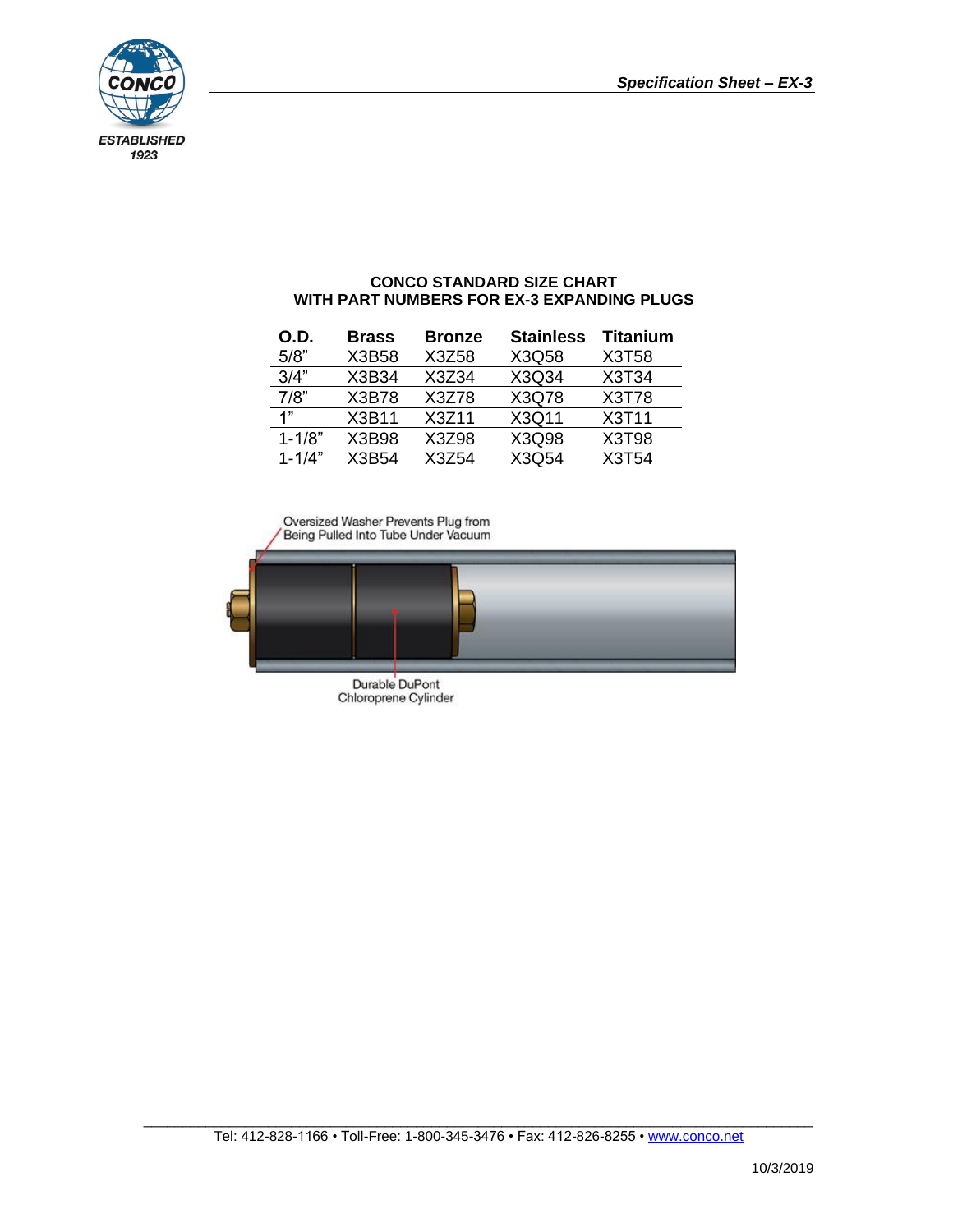**CONCO STANDARD SIZE CHART**
**WITH PART NUMBERS FOR EX-3 EXPANDING PLUGS**

| O.D. | Brass | Bronze | Stainless | Titanium |
|---|---|---|---|---|
| 5/8" | X3B58 | X3Z58 | X3Q58 | X3T58 |
| 3/4" | X3B34 | X3Z34 | X3Q34 | X3T34 |
| 7/8" | X3B78 | X3Z78 | X3Q78 | X3T78 |
| 1" | X3B11 | X3Z11 | X3Q11 | X3T11 |
| 1-1/8" | X3B98 | X3Z98 | X3Q98 | X3T98 |
| 1-1/4" | X3B54 | X3Z54 | X3Q54 | X3T54 |

Oversized Washer Prevents Plug from Being Pulled Into Tube Under Vacuum

Durable DuPont Chloroprene Cylinder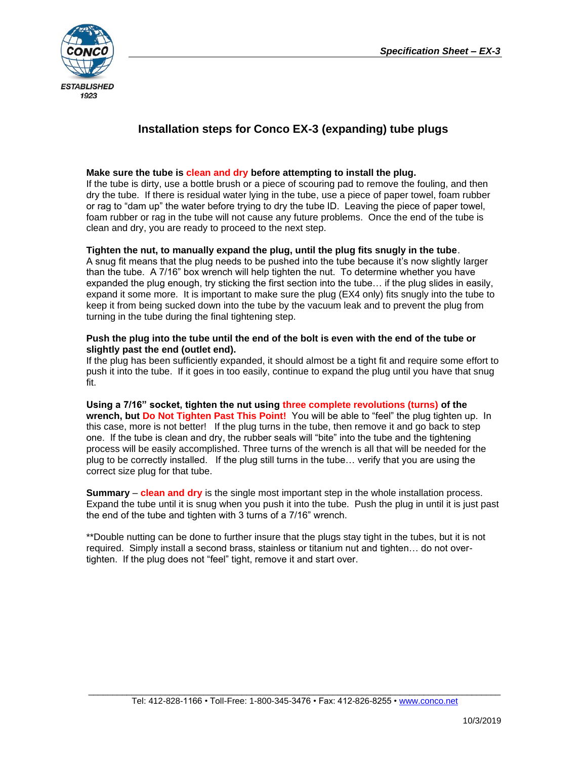# Installation steps for Conco EX-3 (expanding) tube plugs

**Make sure the tube is clean and dry before attempting to install the plug.**
If the tube is dirty, use a bottle brush or a piece of scouring pad to remove the fouling, and then dry the tube. If there is residual water lying in the tube, use a piece of paper towel, foam rubber or rag to "dam up" the water before trying to dry the tube ID. Leaving the piece of paper towel, foam rubber or rag in the tube will not cause any future problems. Once the end of the tube is clean and dry, you are ready to proceed to the next step.

**Tighten the nut, to manually expand the plug, until the plug fits snugly in the tube**.
A snug fit means that the plug needs to be pushed into the tube because it's now slightly larger than the tube. A 7/16" box wrench will help tighten the nut. To determine whether you have expanded the plug enough, try sticking the first section into the tube… if the plug slides in easily, expand it some more. It is important to make sure the plug (EX4 only) fits snugly into the tube to keep it from being sucked down into the tube by the vacuum leak and to prevent the plug from turning in the tube during the final tightening step.

**Push the plug into the tube until the end of the bolt is even with the end of the tube or slightly past the end (outlet end).**
If the plug has been sufficiently expanded, it should almost be a tight fit and require some effort to push it into the tube. If it goes in too easily, continue to expand the plug until you have that snug fit.

**Using a 7/16" socket, tighten the nut using three complete revolutions (turns) of the wrench, but Do Not Tighten Past This Point!** You will be able to "feel" the plug tighten up. In this case, more is not better! If the plug turns in the tube, then remove it and go back to step one. If the tube is clean and dry, the rubber seals will "bite" into the tube and the tightening process will be easily accomplished. Three turns of the wrench is all that will be needed for the plug to be correctly installed. If the plug still turns in the tube… verify that you are using the correct size plug for that tube.

**Summary** – **clean and dry** is the single most important step in the whole installation process. Expand the tube until it is snug when you push it into the tube. Push the plug in until it is just past the end of the tube and tighten with 3 turns of a 7/16" wrench.

**Double nutting can be done to further insure that the plugs stay tight in the tubes, but it is not required. Simply install a second brass, stainless or titanium nut and tighten… do not over-tighten. If the plug does not "feel" tight, remove it and start over.

Tel: 412-828-1166 • Toll-Free: 1-800-345-3476 • Fax: 412-826-8255 • www.conco.net

10/3/2019